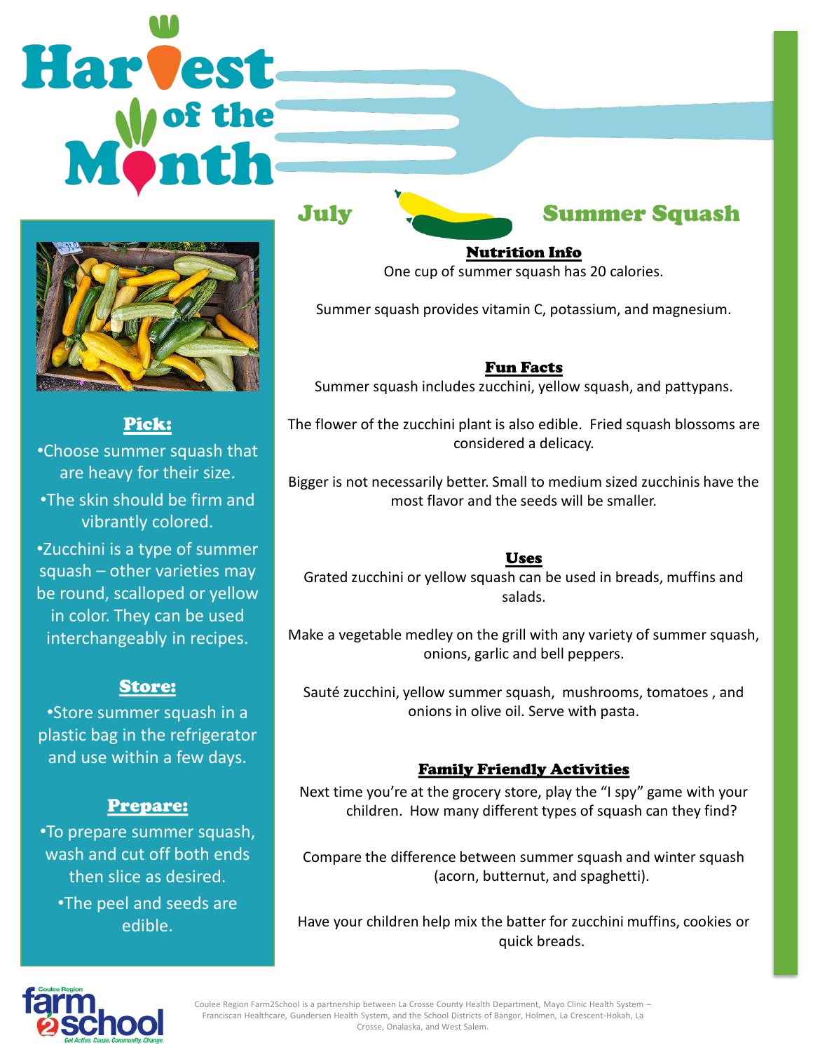# Harvest of the Month

## July — Summer Squash

**Pick:**

- Choose summer squash that are heavy for their size.
- The skin should be firm and vibrantly colored.
- Zucchini is a type of summer squash – other varieties may be round, scalloped or yellow in color. They can be used interchangeably in recipes.

**Store:**

- Store summer squash in a plastic bag in the refrigerator and use within a few days.

**Prepare:**

- To prepare summer squash, wash and cut off both ends then slice as desired.
- The peel and seeds are edible.

### Nutrition Info

One cup of summer squash has 20 calories.

Summer squash provides vitamin C, potassium, and magnesium.

### Fun Facts

Summer squash includes zucchini, yellow squash, and pattypans.

The flower of the zucchini plant is also edible. Fried squash blossoms are considered a delicacy.

Bigger is not necessarily better. Small to medium sized zucchinis have the most flavor and the seeds will be smaller.

### Uses

Grated zucchini or yellow squash can be used in breads, muffins and salads.

Make a vegetable medley on the grill with any variety of summer squash, onions, garlic and bell peppers.

Sauté zucchini, yellow summer squash, mushrooms, tomatoes , and onions in olive oil. Serve with pasta.

### Family Friendly Activities

Next time you're at the grocery store, play the "I spy" game with your children. How many different types of squash can they find?

Compare the difference between summer squash and winter squash (acorn, butternut, and spaghetti).

Have your children help mix the batter for zucchini muffins, cookies or quick breads.

Coulee Region farm2school — Get Active. Cause. Community. Change.

Coulee Region Farm2School is a partnership between La Crosse County Health Department, Mayo Clinic Health System – Franciscan Healthcare, Gundersen Health System, and the School Districts of Bangor, Holmen, La Crescent-Hokah, La Crosse, Onalaska, and West Salem.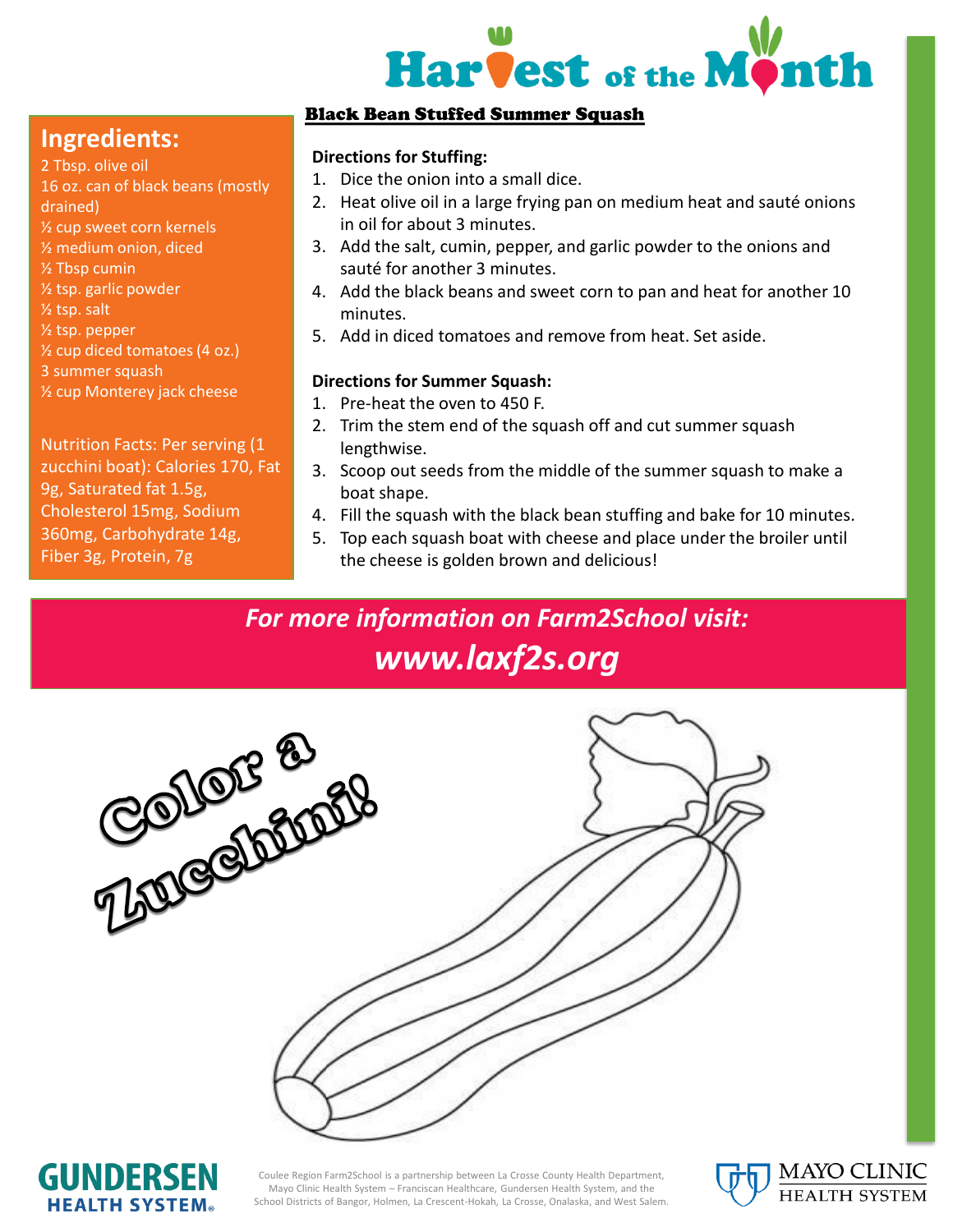# Harvest of the Month

## Black Bean Stuffed Summer Squash

## Ingredients:

2 Tbsp. olive oil
16 oz. can of black beans (mostly drained)
½ cup sweet corn kernels
½ medium onion, diced
½ Tbsp cumin
½ tsp. garlic powder
½ tsp. salt
½ tsp. pepper
½ cup diced tomatoes (4 oz.)
3 summer squash
½ cup Monterey jack cheese

Nutrition Facts: Per serving (1 zucchini boat): Calories 170, Fat 9g, Saturated fat 1.5g, Cholesterol 15mg, Sodium 360mg, Carbohydrate 14g, Fiber 3g, Protein, 7g

**Directions for Stuffing:**

1. Dice the onion into a small dice.
2. Heat olive oil in a large frying pan on medium heat and sauté onions in oil for about 3 minutes.
3. Add the salt, cumin, pepper, and garlic powder to the onions and sauté for another 3 minutes.
4. Add the black beans and sweet corn to pan and heat for another 10 minutes.
5. Add in diced tomatoes and remove from heat. Set aside.

**Directions for Summer Squash:**

1. Pre-heat the oven to 450 F.
2. Trim the stem end of the squash off and cut summer squash lengthwise.
3. Scoop out seeds from the middle of the summer squash to make a boat shape.
4. Fill the squash with the black bean stuffing and bake for 10 minutes.
5. Top each squash boat with cheese and place under the broiler until the cheese is golden brown and delicious!

***For more information on Farm2School visit:***
***www.laxf2s.org***

Color a Zucchini!

GUNDERSEN HEALTH SYSTEM

Coulee Region Farm2School is a partnership between La Crosse County Health Department, Mayo Clinic Health System – Franciscan Healthcare, Gundersen Health System, and the School Districts of Bangor, Holmen, La Crescent-Hokah, La Crosse, Onalaska, and West Salem.

MAYO CLINIC HEALTH SYSTEM